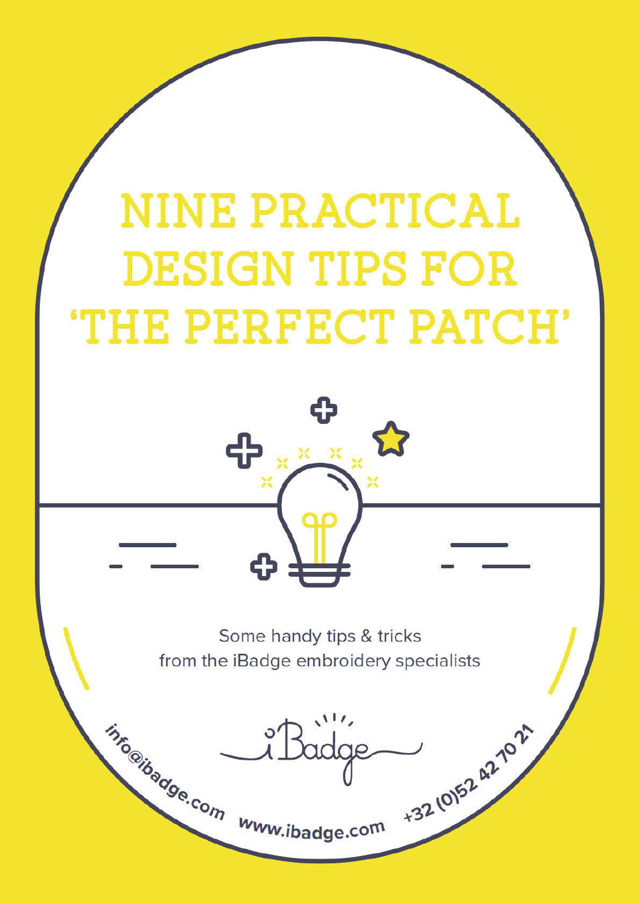# NINE PRACTICAL DESIGN TIPS FOR 'THE PERFECT PATCH'

Some handy tips & tricks
from the iBadge embroidery specialists

iBadge

info@ibadge.com www.ibadge.com +32 (0)52 42 70 21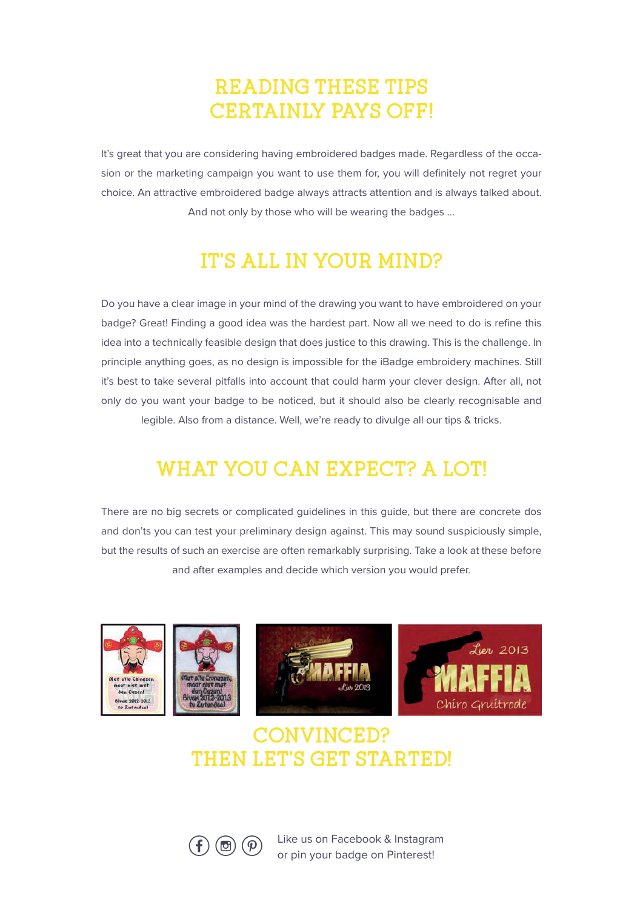# READING THESE TIPS CERTAINLY PAYS OFF!

It's great that you are considering having embroidered badges made. Regardless of the occasion or the marketing campaign you want to use them for, you will definitely not regret your choice. An attractive embroidered badge always attracts attention and is always talked about. And not only by those who will be wearing the badges ...

# IT'S ALL IN YOUR MIND?

Do you have a clear image in your mind of the drawing you want to have embroidered on your badge? Great! Finding a good idea was the hardest part. Now all we need to do is refine this idea into a technically feasible design that does justice to this drawing. This is the challenge. In principle anything goes, as no design is impossible for the iBadge embroidery machines. Still it's best to take several pitfalls into account that could harm your clever design. After all, not only do you want your badge to be noticed, but it should also be clearly recognisable and legible. Also from a distance. Well, we're ready to divulge all our tips & tricks.

# WHAT YOU CAN EXPECT? A LOT!

There are no big secrets or complicated guidelines in this guide, but there are concrete dos and don'ts you can test your preliminary design against. This may sound suspiciously simple, but the results of such an exercise are often remarkably surprising. Take a look at these before and after examples and decide which version you would prefer.

# CONVINCED? THEN LET'S GET STARTED!

Like us on Facebook & Instagram or pin your badge on Pinterest!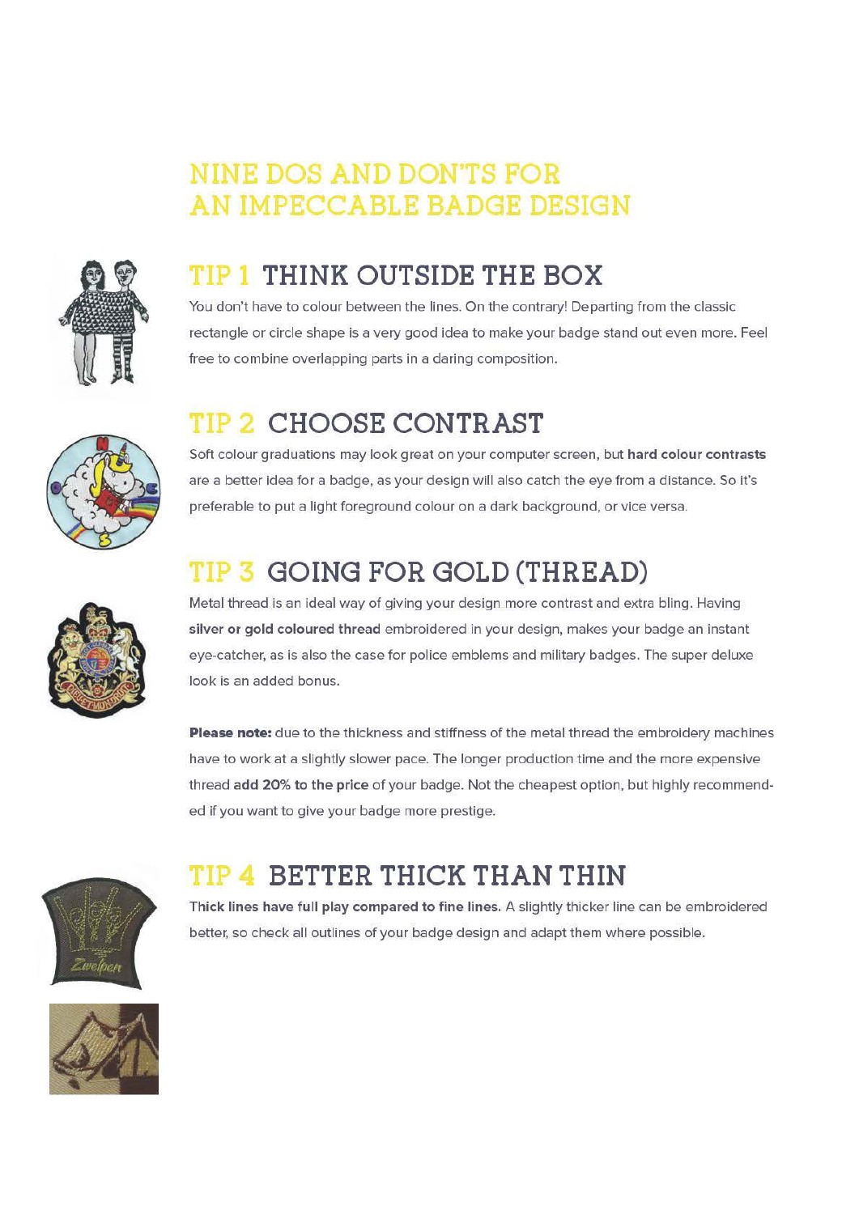# NINE DOS AND DON'TS FOR AN IMPECCABLE BADGE DESIGN

## TIP 1 THINK OUTSIDE THE BOX

You don't have to colour between the lines. On the contrary! Departing from the classic rectangle or circle shape is a very good idea to make your badge stand out even more. Feel free to combine overlapping parts in a daring composition.

## TIP 2 CHOOSE CONTRAST

Soft colour graduations may look great on your computer screen, but **hard colour contrasts** are a better idea for a badge, as your design will also catch the eye from a distance. So it's preferable to put a light foreground colour on a dark background, or vice versa.

## TIP 3 GOING FOR GOLD (THREAD)

Metal thread is an ideal way of giving your design more contrast and extra bling. Having **silver or gold coloured thread** embroidered in your design, makes your badge an instant eye-catcher, as is also the case for police emblems and military badges. The super deluxe look is an added bonus.

**Please note:** due to the thickness and stiffness of the metal thread the embroidery machines have to work at a slightly slower pace. The longer production time and the more expensive thread **add 20% to the price** of your badge. Not the cheapest option, but highly recommended if you want to give your badge more prestige.

## TIP 4 BETTER THICK THAN THIN

**Thick lines have full play compared to fine lines.** A slightly thicker line can be embroidered better, so check all outlines of your badge design and adapt them where possible.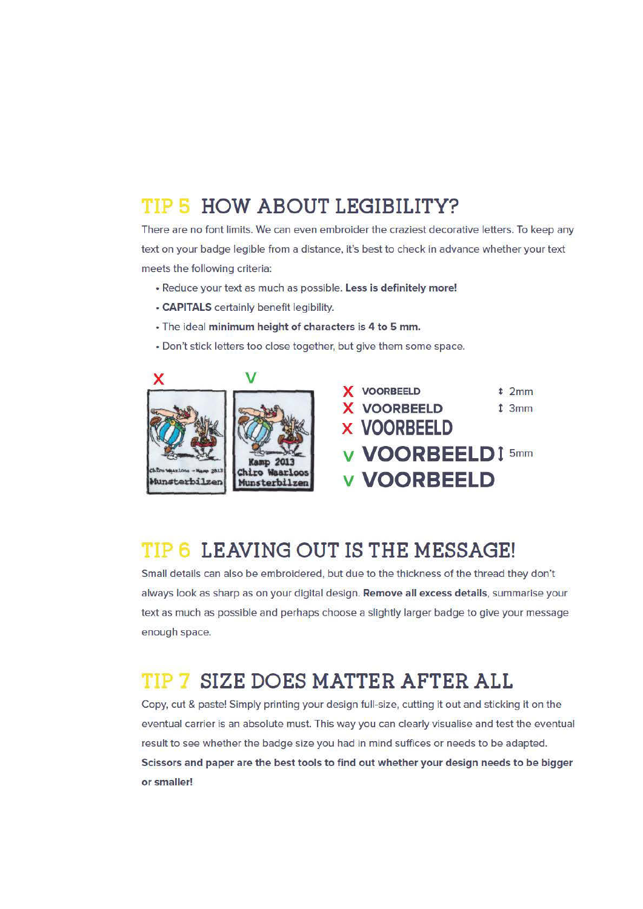## TIP 5 HOW ABOUT LEGIBILITY?

There are no font limits. We can even embroider the craziest decorative letters. To keep any text on your badge legible from a distance, it's best to check in advance whether your text meets the following criteria:

- Reduce your text as much as possible. **Less is definitely more!**
- **CAPITALS** certainly benefit legibility.
- The ideal **minimum height of characters is 4 to 5 mm.**
- Don't stick letters too close together, but give them some space.

X V

X VOORBEELD ↕ 2mm
X VOORBEELD ↕ 3mm
X VOORBEELD
V VOORBEELD ↕ 5mm
V VOORBEELD

## TIP 6 LEAVING OUT IS THE MESSAGE!

Small details can also be embroidered, but due to the thickness of the thread they don't always look as sharp as on your digital design. **Remove all excess details**, summarise your text as much as possible and perhaps choose a slightly larger badge to give your message enough space.

## TIP 7 SIZE DOES MATTER AFTER ALL

Copy, cut & paste! Simply printing your design full-size, cutting it out and sticking it on the eventual carrier is an absolute must. This way you can clearly visualise and test the eventual result to see whether the badge size you had in mind suffices or needs to be adapted. **Scissors and paper are the best tools to find out whether your design needs to be bigger or smaller!**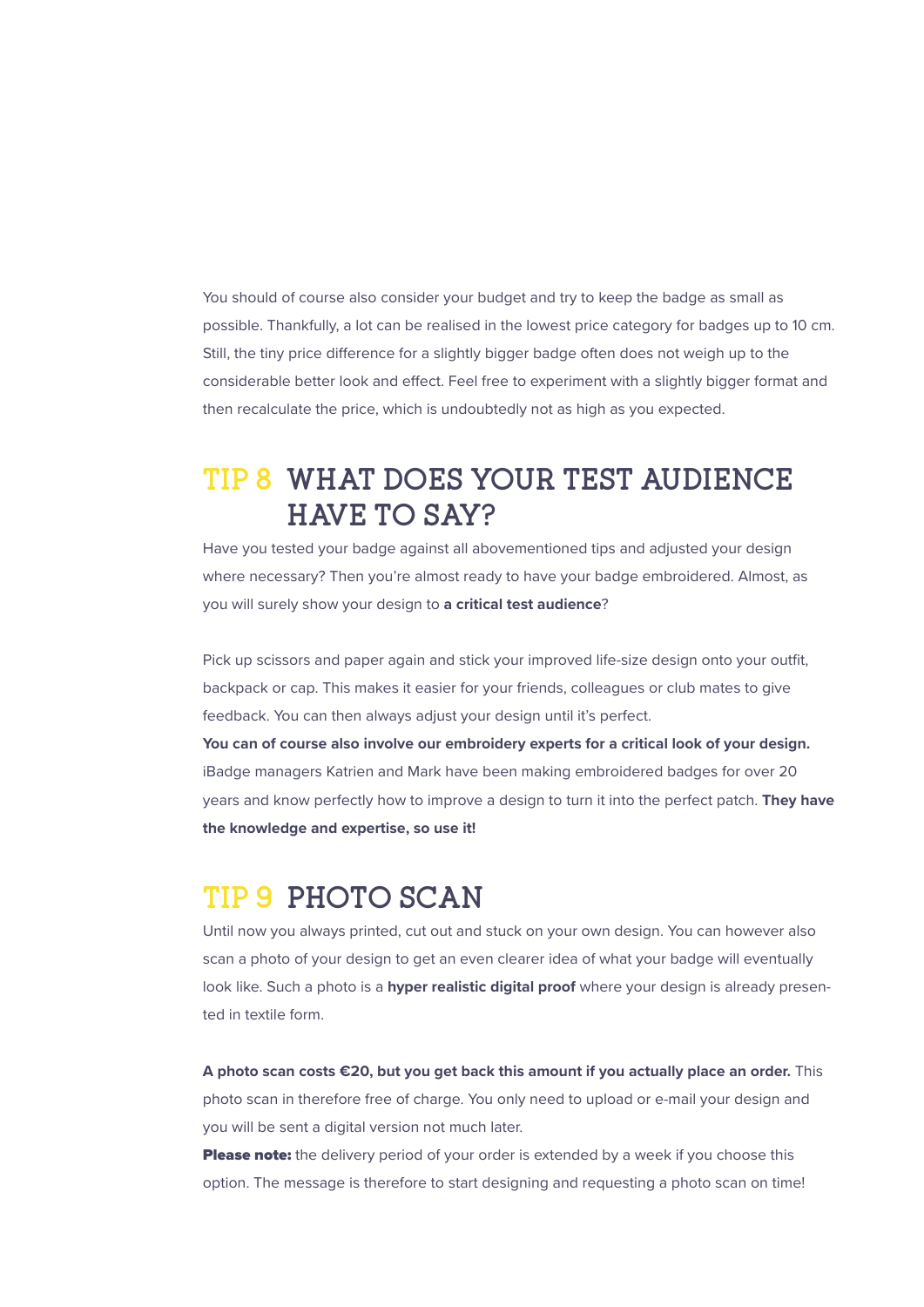You should of course also consider your budget and try to keep the badge as small as possible. Thankfully, a lot can be realised in the lowest price category for badges up to 10 cm. Still, the tiny price difference for a slightly bigger badge often does not weigh up to the considerable better look and effect. Feel free to experiment with a slightly bigger format and then recalculate the price, which is undoubtedly not as high as you expected.

## TIP 8 WHAT DOES YOUR TEST AUDIENCE HAVE TO SAY?

Have you tested your badge against all abovementioned tips and adjusted your design where necessary? Then you're almost ready to have your badge embroidered. Almost, as you will surely show your design to **a critical test audience**?

Pick up scissors and paper again and stick your improved life-size design onto your outfit, backpack or cap. This makes it easier for your friends, colleagues or club mates to give feedback. You can then always adjust your design until it's perfect.
**You can of course also involve our embroidery experts for a critical look of your design.** iBadge managers Katrien and Mark have been making embroidered badges for over 20 years and know perfectly how to improve a design to turn it into the perfect patch. **They have the knowledge and expertise, so use it!**

## TIP 9 PHOTO SCAN

Until now you always printed, cut out and stuck on your own design. You can however also scan a photo of your design to get an even clearer idea of what your badge will eventually look like. Such a photo is a **hyper realistic digital proof** where your design is already presented in textile form.

**A photo scan costs €20, but you get back this amount if you actually place an order.** This photo scan in therefore free of charge. You only need to upload or e-mail your design and you will be sent a digital version not much later.
**Please note:** the delivery period of your order is extended by a week if you choose this option. The message is therefore to start designing and requesting a photo scan on time!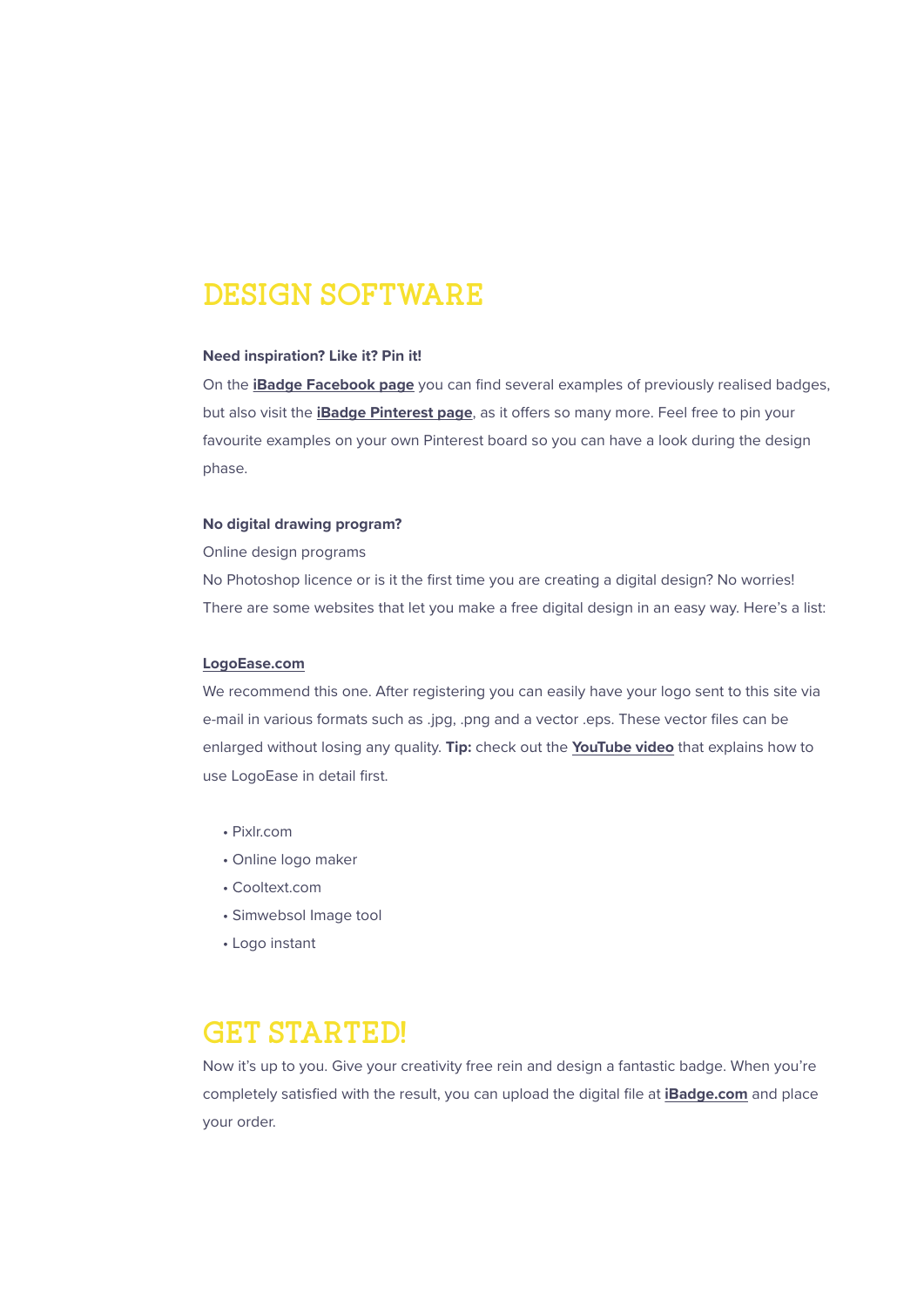# DESIGN SOFTWARE

**Need inspiration? Like it? Pin it!**

On the **iBadge Facebook page** you can find several examples of previously realised badges, but also visit the **iBadge Pinterest page**, as it offers so many more. Feel free to pin your favourite examples on your own Pinterest board so you can have a look during the design phase.

**No digital drawing program?**

Online design programs

No Photoshop licence or is it the first time you are creating a digital design? No worries! There are some websites that let you make a free digital design in an easy way. Here's a list:

**LogoEase.com**

We recommend this one. After registering you can easily have your logo sent to this site via e-mail in various formats such as .jpg, .png and a vector .eps. These vector files can be enlarged without losing any quality. **Tip:** check out the **YouTube video** that explains how to use LogoEase in detail first.

- Pixlr.com
- Online logo maker
- Cooltext.com
- Simwebsol Image tool
- Logo instant

# GET STARTED!

Now it's up to you. Give your creativity free rein and design a fantastic badge. When you're completely satisfied with the result, you can upload the digital file at **iBadge.com** and place your order.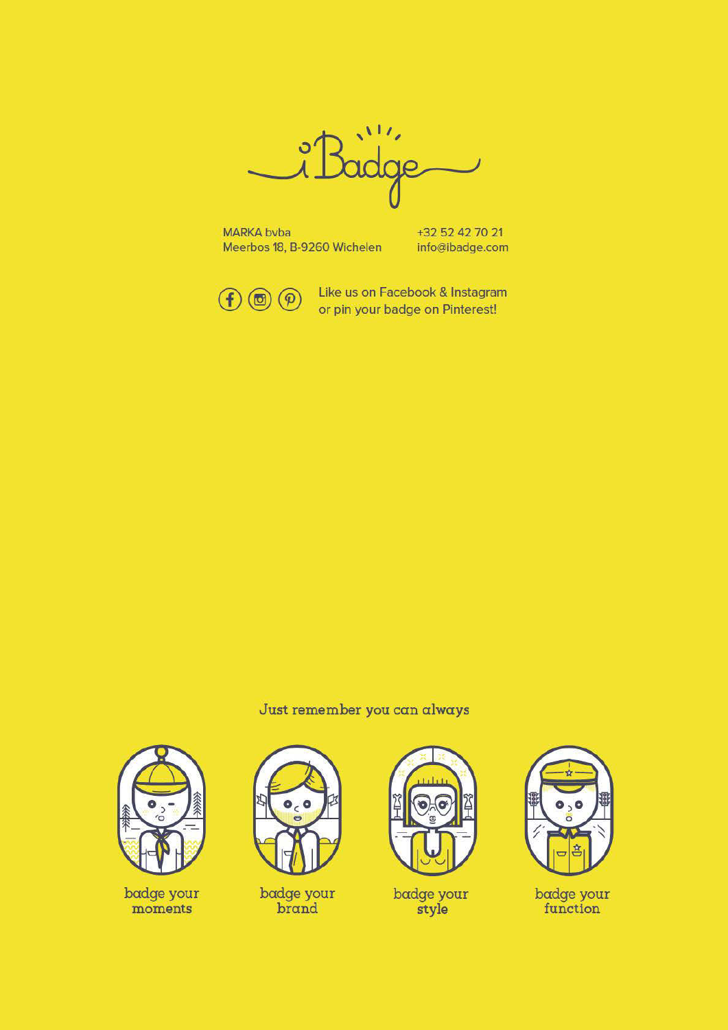iBadge

MARKA bvba
Meerbos 18, B-9260 Wichelen

+32 52 42 70 21
info@ibadge.com

Like us on Facebook & Instagram
or pin your badge on Pinterest!

Just remember you can always

badge your moments

badge your brand

badge your style

badge your function